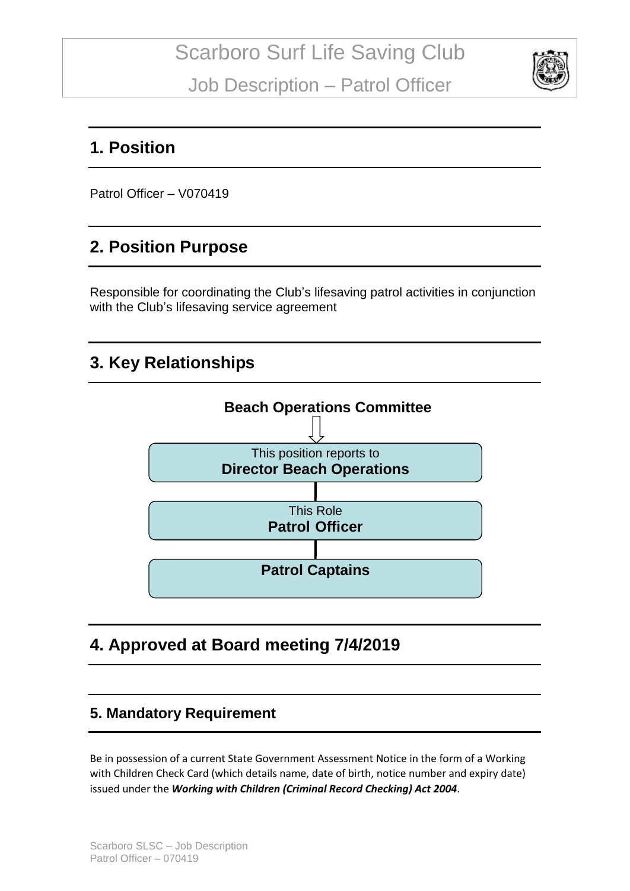# Scarboro Surf Life Saving Club

## Job Description – Patrol Officer

## 1. Position

Patrol Officer – V070419

## 2. Position Purpose

Responsible for coordinating the Club's lifesaving patrol activities in conjunction with the Club's lifesaving service agreement

## 3. Key Relationships

**Beach Operations Committee**

This position reports to
**Director Beach Operations**

This Role
**Patrol Officer**

**Patrol Captains**

## 4. Approved at Board meeting 7/4/2019

### 5. Mandatory Requirement

Be in possession of a current State Government Assessment Notice in the form of a Working with Children Check Card (which details name, date of birth, notice number and expiry date) issued under the ***Working with Children (Criminal Record Checking) Act 2004***.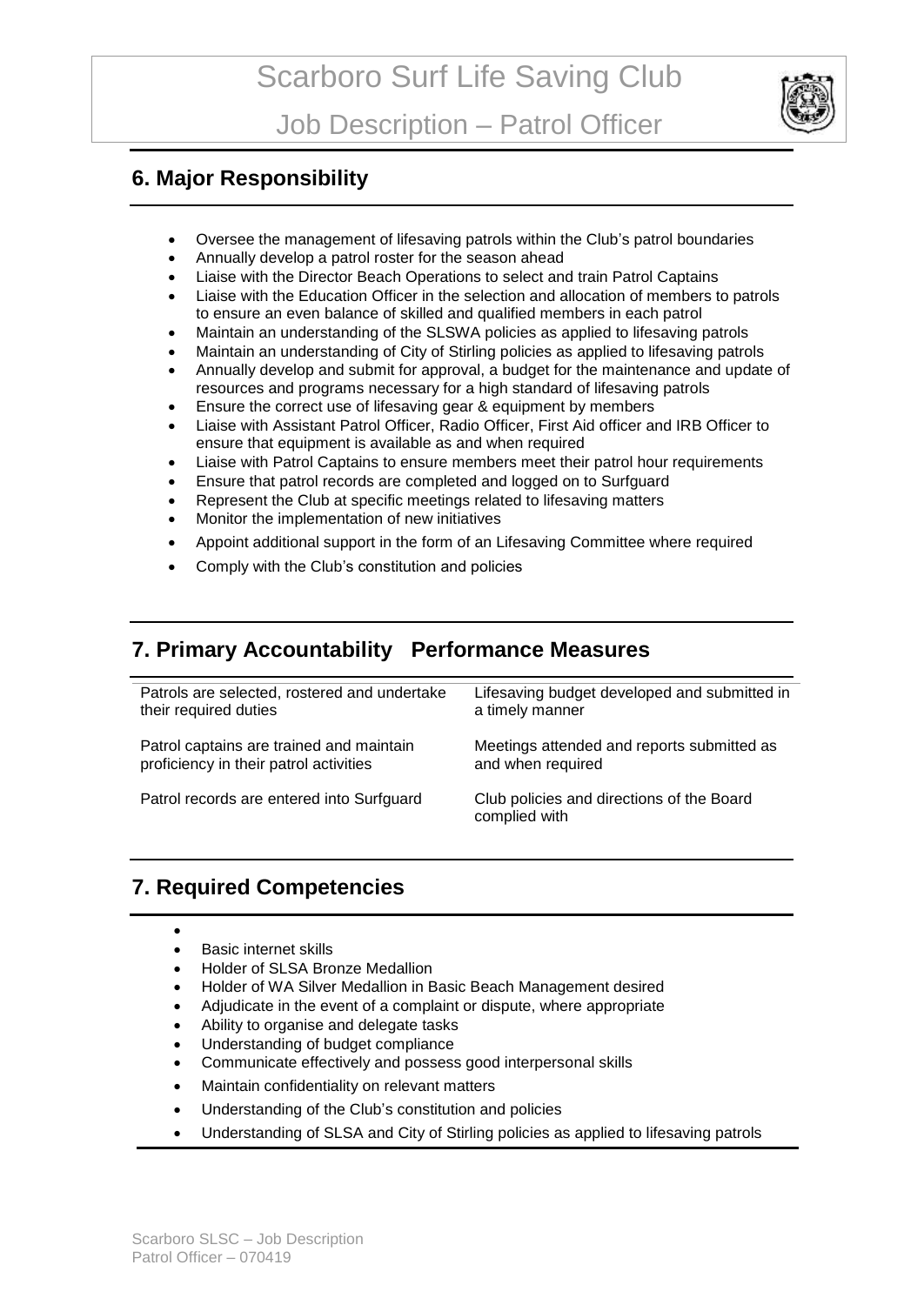## 6. Major Responsibility

- Oversee the management of lifesaving patrols within the Club's patrol boundaries
- Annually develop a patrol roster for the season ahead
- Liaise with the Director Beach Operations to select and train Patrol Captains
- Liaise with the Education Officer in the selection and allocation of members to patrols to ensure an even balance of skilled and qualified members in each patrol
- Maintain an understanding of the SLSWA policies as applied to lifesaving patrols
- Maintain an understanding of City of Stirling policies as applied to lifesaving patrols
- Annually develop and submit for approval, a budget for the maintenance and update of resources and programs necessary for a high standard of lifesaving patrols
- Ensure the correct use of lifesaving gear & equipment by members
- Liaise with Assistant Patrol Officer, Radio Officer, First Aid officer and IRB Officer to ensure that equipment is available as and when required
- Liaise with Patrol Captains to ensure members meet their patrol hour requirements
- Ensure that patrol records are completed and logged on to Surfguard
- Represent the Club at specific meetings related to lifesaving matters
- Monitor the implementation of new initiatives
- Appoint additional support in the form of an Lifesaving Committee where required
- Comply with the Club's constitution and policies

## 7. Primary Accountability Performance Measures

| | |
|---|---|
| Patrols are selected, rostered and undertake their required duties | Lifesaving budget developed and submitted in a timely manner |
| Patrol captains are trained and maintain proficiency in their patrol activities | Meetings attended and reports submitted as and when required |
| Patrol records are entered into Surfguard | Club policies and directions of the Board complied with |

## 7. Required Competencies

- Basic internet skills
- Holder of SLSA Bronze Medallion
- Holder of WA Silver Medallion in Basic Beach Management desired
- Adjudicate in the event of a complaint or dispute, where appropriate
- Ability to organise and delegate tasks
- Understanding of budget compliance
- Communicate effectively and possess good interpersonal skills
- Maintain confidentiality on relevant matters
- Understanding of the Club's constitution and policies
- Understanding of SLSA and City of Stirling policies as applied to lifesaving patrols